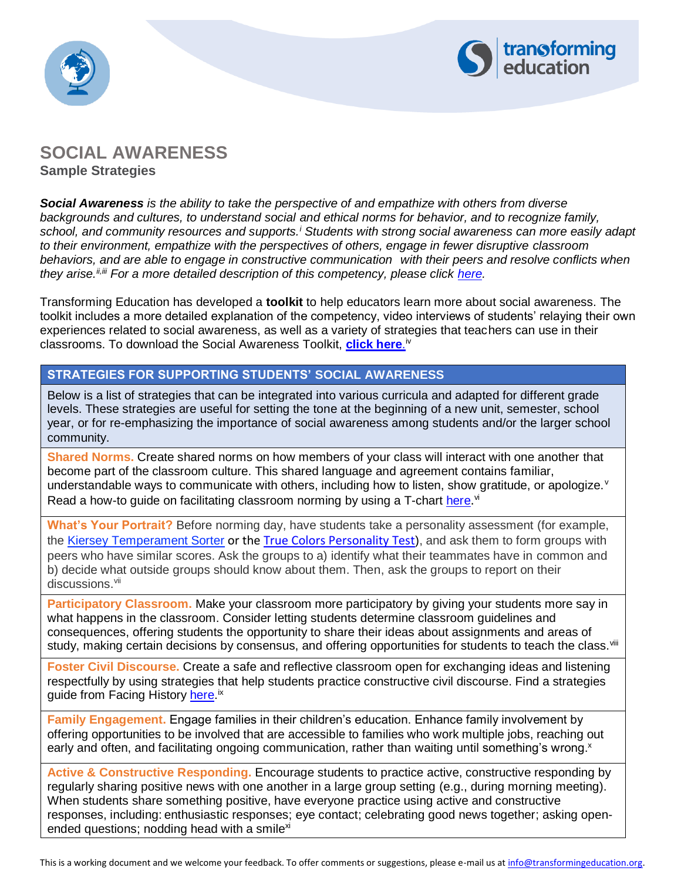# SOCIAL AWARENESS

**Sample Strategies**

***Social Awareness*** *is the ability to take the perspective of and empathize with others from diverse backgrounds and cultures, to understand social and ethical norms for behavior, and to recognize family, school, and community resources and supports.*[i] *Students with strong social awareness can more easily adapt to their environment, empathize with the perspectives of others, engage in fewer disruptive classroom behaviors, and are able to engage in constructive communication with their peers and resolve conflicts when they arise.*[ii,iii] *For a more detailed description of this competency, please click here.*

Transforming Education has developed a **toolkit** to help educators learn more about social awareness. The toolkit includes a more detailed explanation of the competency, video interviews of students' relaying their own experiences related to social awareness, as well as a variety of strategies that teachers can use in their classrooms. To download the Social Awareness Toolkit, **click here.**[iv]

| STRATEGIES FOR SUPPORTING STUDENTS' SOCIAL AWARENESS |
| --- |
| Below is a list of strategies that can be integrated into various curricula and adapted for different grade levels. These strategies are useful for setting the tone at the beginning of a new unit, semester, school year, or for re-emphasizing the importance of social awareness among students and/or the larger school community. |
| **Shared Norms.** Create shared norms on how members of your class will interact with one another that become part of the classroom culture. This shared language and agreement contains familiar, understandable ways to communicate with others, including how to listen, show gratitude, or apologize.[v] Read a how-to guide on facilitating classroom norming by using a T-chart here.[vi] |
| **What's Your Portrait?** Before norming day, have students take a personality assessment (for example, the Kiersey Temperament Sorter or the True Colors Personality Test), and ask them to form groups with peers who have similar scores. Ask the groups to a) identify what their teammates have in common and b) decide what outside groups should know about them. Then, ask the groups to report on their discussions.[vii] |
| **Participatory Classroom.** Make your classroom more participatory by giving your students more say in what happens in the classroom. Consider letting students determine classroom guidelines and consequences, offering students the opportunity to share their ideas about assignments and areas of study, making certain decisions by consensus, and offering opportunities for students to teach the class.[viii] |
| **Foster Civil Discourse.** Create a safe and reflective classroom open for exchanging ideas and listening respectfully by using strategies that help students practice constructive civil discourse. Find a strategies guide from Facing History here.[ix] |
| **Family Engagement.** Engage families in their children's education. Enhance family involvement by offering opportunities to be involved that are accessible to families who work multiple jobs, reaching out early and often, and facilitating ongoing communication, rather than waiting until something's wrong.[x] |
| **Active & Constructive Responding.** Encourage students to practice active, constructive responding by regularly sharing positive news with one another in a large group setting (e.g., during morning meeting). When students share something positive, have everyone practice using active and constructive responses, including: enthusiastic responses; eye contact; celebrating good news together; asking open-ended questions; nodding head with a smile[xi] |

This is a working document and we welcome your feedback. To offer comments or suggestions, please e-mail us at info@transformingeducation.org.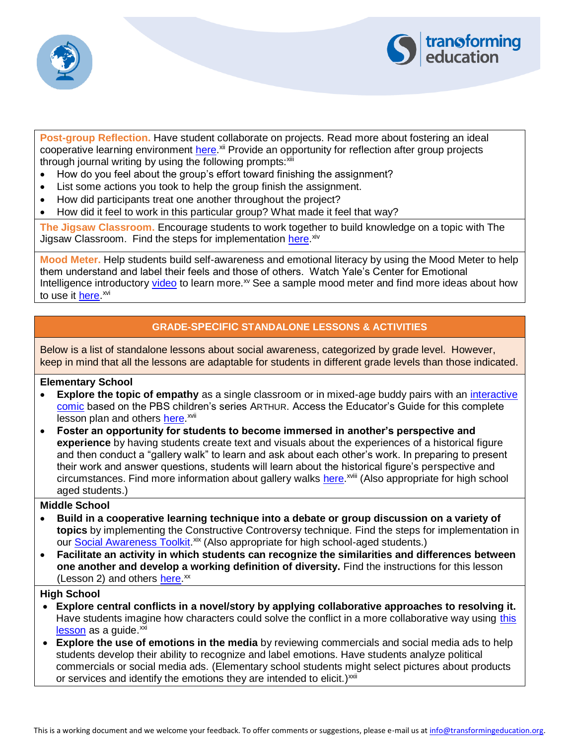**Post-group Reflection.** Have student collaborate on projects. Read more about fostering an ideal cooperative learning environment here.[xii] Provide an opportunity for reflection after group projects through journal writing by using the following prompts:[xiii]

- How do you feel about the group's effort toward finishing the assignment?
- List some actions you took to help the group finish the assignment.
- How did participants treat one another throughout the project?
- How did it feel to work in this particular group? What made it feel that way?

**The Jigsaw Classroom.** Encourage students to work together to build knowledge on a topic with The Jigsaw Classroom. Find the steps for implementation here.[xiv]

**Mood Meter.** Help students build self-awareness and emotional literacy by using the Mood Meter to help them understand and label their feels and those of others. Watch Yale's Center for Emotional Intelligence introductory video to learn more.[xv] See a sample mood meter and find more ideas about how to use it here.[xvi]

## GRADE-SPECIFIC STANDALONE LESSONS & ACTIVITIES

Below is a list of standalone lessons about social awareness, categorized by grade level. However, keep in mind that all the lessons are adaptable for students in different grade levels than those indicated.

### Elementary School

- **Explore the topic of empathy** as a single classroom or in mixed-age buddy pairs with an interactive comic based on the PBS children's series ARTHUR. Access the Educator's Guide for this complete lesson plan and others here.[xvii]
- **Foster an opportunity for students to become immersed in another's perspective and experience** by having students create text and visuals about the experiences of a historical figure and then conduct a "gallery walk" to learn and ask about each other's work. In preparing to present their work and answer questions, students will learn about the historical figure's perspective and circumstances. Find more information about gallery walks here.[xviii] (Also appropriate for high school aged students.)

### Middle School

- **Build in a cooperative learning technique into a debate or group discussion on a variety of topics** by implementing the Constructive Controversy technique. Find the steps for implementation in our Social Awareness Toolkit.[xix] (Also appropriate for high school-aged students.)
- **Facilitate an activity in which students can recognize the similarities and differences between one another and develop a working definition of diversity.** Find the instructions for this lesson (Lesson 2) and others here.[xx]

### High School

- **Explore central conflicts in a novel/story by applying collaborative approaches to resolving it.** Have students imagine how characters could solve the conflict in a more collaborative way using this lesson as a guide.[xxi]
- **Explore the use of emotions in the media** by reviewing commercials and social media ads to help students develop their ability to recognize and label emotions. Have students analyze political commercials or social media ads. (Elementary school students might select pictures about products or services and identify the emotions they are intended to elicit.)[xxii]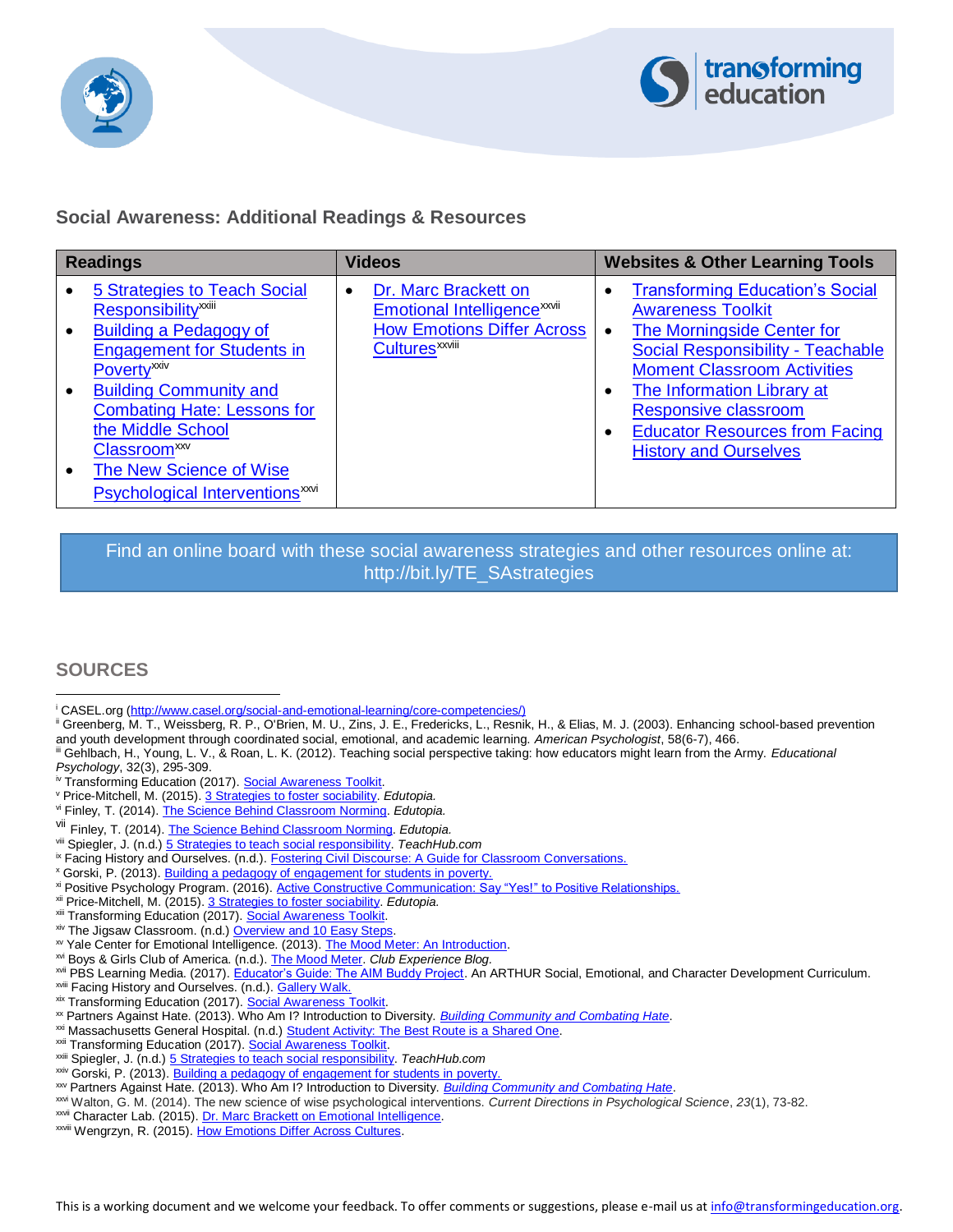## Social Awareness: Additional Readings & Resources

| Readings | Videos | Websites & Other Learning Tools |
|---|---|---|
| • 5 Strategies to Teach Social Responsibility[xxiii]<br>• Building a Pedagogy of Engagement for Students in Poverty[xxiv]<br>• Building Community and Combating Hate: Lessons for the Middle School Classroom[xxv]<br>• The New Science of Wise Psychological Interventions[xxvi] | • Dr. Marc Brackett on Emotional Intelligence[xxvii]<br>How Emotions Differ Across Cultures[xxviii] | • Transforming Education's Social Awareness Toolkit<br>• The Morningside Center for Social Responsibility - Teachable Moment Classroom Activities<br>• The Information Library at Responsive classroom<br>• Educator Resources from Facing History and Ourselves |

Find an online board with these social awareness strategies and other resources online at: http://bit.ly/TE_SAstrategies

## SOURCES

[i] CASEL.org (http://www.casel.org/social-and-emotional-learning/core-competencies/)

[ii] Greenberg, M. T., Weissberg, R. P., O'Brien, M. U., Zins, J. E., Fredericks, L., Resnik, H., & Elias, M. J. (2003). Enhancing school-based prevention and youth development through coordinated social, emotional, and academic learning. *American Psychologist*, 58(6-7), 466.

[iii] Gehlbach, H., Young, L. V., & Roan, L. K. (2012). Teaching social perspective taking: how educators might learn from the Army. *Educational Psychology*, 32(3), 295-309.

[iv] Transforming Education (2017). Social Awareness Toolkit.

[v] Price-Mitchell, M. (2015). 3 Strategies to foster sociability. *Edutopia.*

[vi] Finley, T. (2014). The Science Behind Classroom Norming. *Edutopia.*

[vii] Finley, T. (2014). The Science Behind Classroom Norming. *Edutopia.*

[viii] Spiegler, J. (n.d.) 5 Strategies to teach social responsibility. *TeachHub.com*

[ix] Facing History and Ourselves. (n.d.). Fostering Civil Discourse: A Guide for Classroom Conversations.

[x] Gorski, P. (2013). Building a pedagogy of engagement for students in poverty.

[xi] Positive Psychology Program. (2016). Active Constructive Communication: Say "Yes!" to Positive Relationships.

[xii] Price-Mitchell, M. (2015). 3 Strategies to foster sociability. *Edutopia.*

[xiii] Transforming Education (2017). Social Awareness Toolkit.

[xiv] The Jigsaw Classroom. (n.d.) Overview and 10 Easy Steps.

[xv] Yale Center for Emotional Intelligence. (2013). The Mood Meter: An Introduction.

[xvi] Boys & Girls Club of America. (n.d.). The Mood Meter. *Club Experience Blog.*

[xvii] PBS Learning Media. (2017). Educator's Guide: The AIM Buddy Project. An ARTHUR Social, Emotional, and Character Development Curriculum.

[xviii] Facing History and Ourselves. (n.d.). Gallery Walk.

[xix] Transforming Education (2017). Social Awareness Toolkit.

[xx] Partners Against Hate. (2013). Who Am I? Introduction to Diversity. *Building Community and Combating Hate*.

[xxi] Massachusetts General Hospital. (n.d.) Student Activity: The Best Route is a Shared One.

[xxii] Transforming Education (2017). Social Awareness Toolkit.

[xxiii] Spiegler, J. (n.d.) 5 Strategies to teach social responsibility. *TeachHub.com*

[xxiv] Gorski, P. (2013). Building a pedagogy of engagement for students in poverty.

[xxv] Partners Against Hate. (2013). Who Am I? Introduction to Diversity. *Building Community and Combating Hate*.

[xxvi] Walton, G. M. (2014). The new science of wise psychological interventions. *Current Directions in Psychological Science*, *23*(1), 73-82.

[xxvii] Character Lab. (2015). Dr. Marc Brackett on Emotional Intelligence.

[xxviii] Wengrzyn, R. (2015). How Emotions Differ Across Cultures.

This is a working document and we welcome your feedback. To offer comments or suggestions, please e-mail us at info@transformingeducation.org.